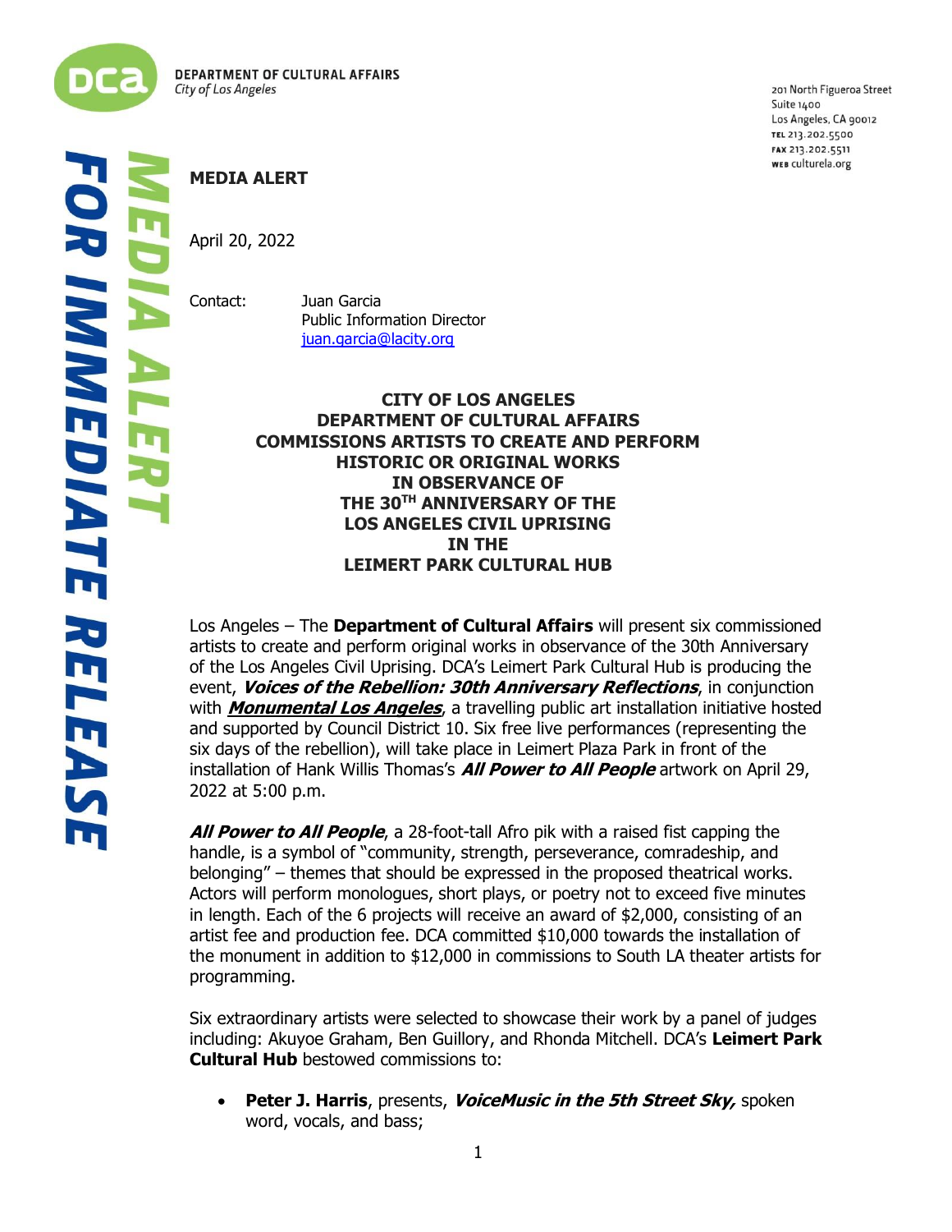DEPARTMENT OF CULTURAL AFFAIRS
*City of Los Angeles*

201 North Figueroa Street
Suite 1400
Los Angeles, CA 90012
TEL 213.202.5500
FAX 213.202.5511
WEB culturela.org

***MEDIA ALERT***
***FOR IMMEDIATE RELEASE***

**MEDIA ALERT**

April 20, 2022

Contact: Juan Garcia
Public Information Director
juan.garcia@lacity.org

# CITY OF LOS ANGELES DEPARTMENT OF CULTURAL AFFAIRS COMMISSIONS ARTISTS TO CREATE AND PERFORM HISTORIC OR ORIGINAL WORKS IN OBSERVANCE OF THE 30TH ANNIVERSARY OF THE LOS ANGELES CIVIL UPRISING IN THE LEIMERT PARK CULTURAL HUB

Los Angeles – The **Department of Cultural Affairs** will present six commissioned artists to create and perform original works in observance of the 30th Anniversary of the Los Angeles Civil Uprising. DCA's Leimert Park Cultural Hub is producing the event, ***Voices of the Rebellion: 30th Anniversary Reflections***, in conjunction with ***Monumental Los Angeles***, a travelling public art installation initiative hosted and supported by Council District 10. Six free live performances (representing the six days of the rebellion), will take place in Leimert Plaza Park in front of the installation of Hank Willis Thomas's ***All Power to All People*** artwork on April 29, 2022 at 5:00 p.m.

***All Power to All People***, a 28-foot-tall Afro pik with a raised fist capping the handle, is a symbol of "community, strength, perseverance, comradeship, and belonging" – themes that should be expressed in the proposed theatrical works. Actors will perform monologues, short plays, or poetry not to exceed five minutes in length. Each of the 6 projects will receive an award of $2,000, consisting of an artist fee and production fee. DCA committed $10,000 towards the installation of the monument in addition to $12,000 in commissions to South LA theater artists for programming.

Six extraordinary artists were selected to showcase their work by a panel of judges including: Akuyoe Graham, Ben Guillory, and Rhonda Mitchell. DCA's **Leimert Park Cultural Hub** bestowed commissions to:

- **Peter J. Harris**, presents, ***VoiceMusic in the 5th Street Sky,*** spoken word, vocals, and bass;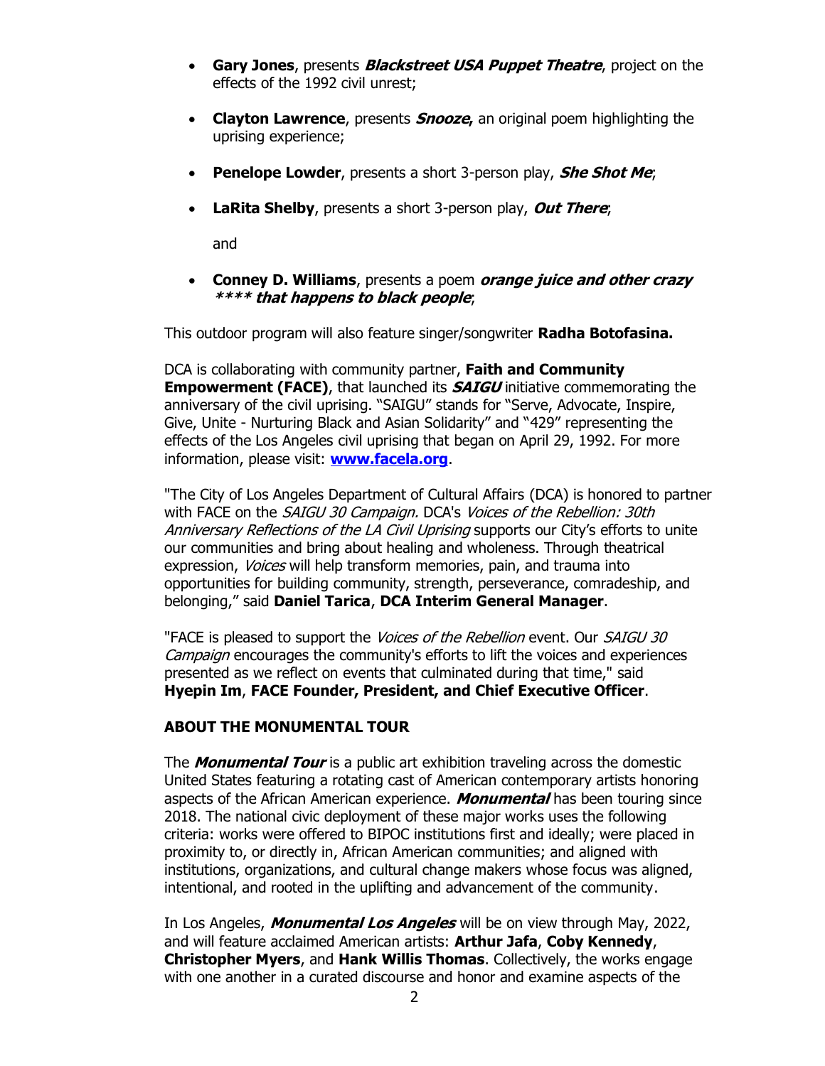- **Gary Jones**, presents ***Blackstreet USA Puppet Theatre***, project on the effects of the 1992 civil unrest;

- **Clayton Lawrence**, presents ***Snooze,*** an original poem highlighting the uprising experience;

- **Penelope Lowder**, presents a short 3-person play, ***She Shot Me***;

- **LaRita Shelby**, presents a short 3-person play, ***Out There***;

  and

- **Conney D. Williams**, presents a poem ***orange juice and other crazy **** that happens to black people***;

This outdoor program will also feature singer/songwriter **Radha Botofasina.**

DCA is collaborating with community partner, **Faith and Community Empowerment (FACE)**, that launched its ***SAIGU*** initiative commemorating the anniversary of the civil uprising. "SAIGU" stands for "Serve, Advocate, Inspire, Give, Unite - Nurturing Black and Asian Solidarity" and "429" representing the effects of the Los Angeles civil uprising that began on April 29, 1992. For more information, please visit: **[www.facela.org](www.facela.org)**.

"The City of Los Angeles Department of Cultural Affairs (DCA) is honored to partner with FACE on the *SAIGU 30 Campaign.* DCA's *Voices of the Rebellion: 30th Anniversary Reflections of the LA Civil Uprising* supports our City's efforts to unite our communities and bring about healing and wholeness. Through theatrical expression, *Voices* will help transform memories, pain, and trauma into opportunities for building community, strength, perseverance, comradeship, and belonging," said **Daniel Tarica**, **DCA Interim General Manager**.

"FACE is pleased to support the *Voices of the Rebellion* event. Our *SAIGU 30 Campaign* encourages the community's efforts to lift the voices and experiences presented as we reflect on events that culminated during that time," said **Hyepin Im**, **FACE Founder, President, and Chief Executive Officer**.

**ABOUT THE MONUMENTAL TOUR**

The ***Monumental Tour*** is a public art exhibition traveling across the domestic United States featuring a rotating cast of American contemporary artists honoring aspects of the African American experience. ***Monumental*** has been touring since 2018. The national civic deployment of these major works uses the following criteria: works were offered to BIPOC institutions first and ideally; were placed in proximity to, or directly in, African American communities; and aligned with institutions, organizations, and cultural change makers whose focus was aligned, intentional, and rooted in the uplifting and advancement of the community.

In Los Angeles, ***Monumental Los Angeles*** will be on view through May, 2022, and will feature acclaimed American artists: **Arthur Jafa**, **Coby Kennedy**, **Christopher Myers**, and **Hank Willis Thomas**. Collectively, the works engage with one another in a curated discourse and honor and examine aspects of the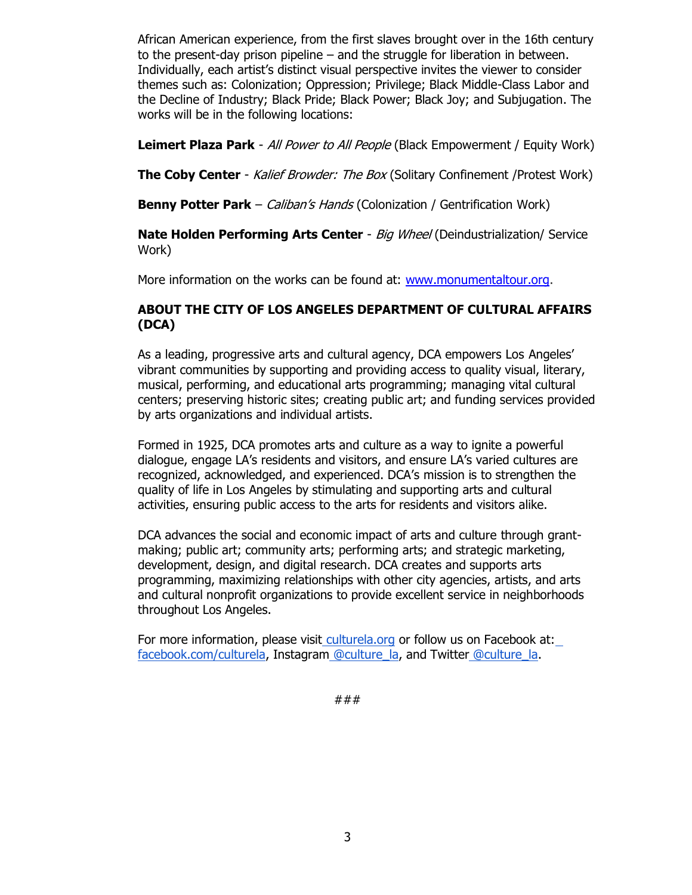African American experience, from the first slaves brought over in the 16th century to the present-day prison pipeline – and the struggle for liberation in between. Individually, each artist's distinct visual perspective invites the viewer to consider themes such as: Colonization; Oppression; Privilege; Black Middle-Class Labor and the Decline of Industry; Black Pride; Black Power; Black Joy; and Subjugation. The works will be in the following locations:

**Leimert Plaza Park** - *All Power to All People* (Black Empowerment / Equity Work)

**The Coby Center** - *Kalief Browder: The Box* (Solitary Confinement /Protest Work)

**Benny Potter Park** – *Caliban's Hands* (Colonization / Gentrification Work)

**Nate Holden Performing Arts Center** - *Big Wheel* (Deindustrialization/ Service Work)

More information on the works can be found at: www.monumentaltour.org.

## ABOUT THE CITY OF LOS ANGELES DEPARTMENT OF CULTURAL AFFAIRS (DCA)

As a leading, progressive arts and cultural agency, DCA empowers Los Angeles' vibrant communities by supporting and providing access to quality visual, literary, musical, performing, and educational arts programming; managing vital cultural centers; preserving historic sites; creating public art; and funding services provided by arts organizations and individual artists.

Formed in 1925, DCA promotes arts and culture as a way to ignite a powerful dialogue, engage LA's residents and visitors, and ensure LA's varied cultures are recognized, acknowledged, and experienced. DCA's mission is to strengthen the quality of life in Los Angeles by stimulating and supporting arts and cultural activities, ensuring public access to the arts for residents and visitors alike.

DCA advances the social and economic impact of arts and culture through grant-making; public art; community arts; performing arts; and strategic marketing, development, design, and digital research. DCA creates and supports arts programming, maximizing relationships with other city agencies, artists, and arts and cultural nonprofit organizations to provide excellent service in neighborhoods throughout Los Angeles.

For more information, please visit culturela.org or follow us on Facebook at: facebook.com/culturela, Instagram @culture_la, and Twitter @culture_la.

###